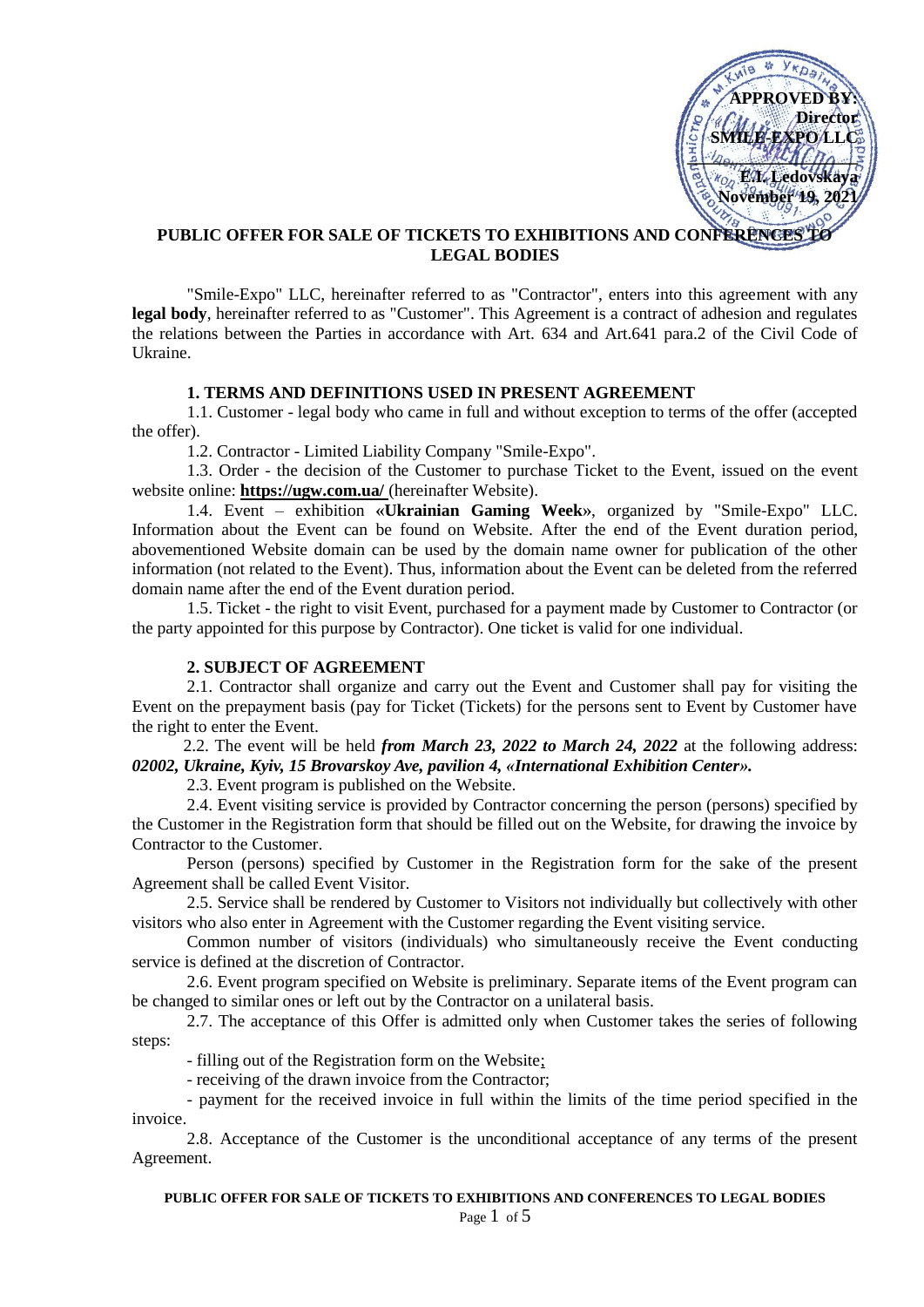**APPROVED BY:**
**Director**
**SMILE-EXPO LLC**

**E.I. Ledovskaya**
**November 19, 2021**

# PUBLIC OFFER FOR SALE OF TICKETS TO EXHIBITIONS AND CONFERENCES TO LEGAL BODIES

"Smile-Expo" LLC, hereinafter referred to as "Contractor", enters into this agreement with any **legal body**, hereinafter referred to as "Customer". This Agreement is a contract of adhesion and regulates the relations between the Parties in accordance with Art. 634 and Art.641 para.2 of the Civil Code of Ukraine.

## 1. TERMS AND DEFINITIONS USED IN PRESENT AGREEMENT

1.1. Customer - legal body who came in full and without exception to terms of the offer (accepted the offer).

1.2. Contractor - Limited Liability Company "Smile-Expo".

1.3. Order - the decision of the Customer to purchase Ticket to the Event, issued on the event website online: **https://ugw.com.ua/** (hereinafter Website).

1.4. Event – exhibition **«Ukrainian Gaming Week»**, organized by "Smile-Expo" LLC. Information about the Event can be found on Website. After the end of the Event duration period, abovementioned Website domain can be used by the domain name owner for publication of the other information (not related to the Event). Thus, information about the Event can be deleted from the referred domain name after the end of the Event duration period.

1.5. Ticket - the right to visit Event, purchased for a payment made by Customer to Contractor (or the party appointed for this purpose by Contractor). One ticket is valid for one individual.

## 2. SUBJECT OF AGREEMENT

2.1. Contractor shall organize and carry out the Event and Customer shall pay for visiting the Event on the prepayment basis (pay for Ticket (Tickets) for the persons sent to Event by Customer have the right to enter the Event.

2.2. The event will be held ***from March 23, 2022 to March 24, 2022*** at the following address: ***02002, Ukraine, Kyiv, 15 Brovarskoy Ave, pavilion 4, «International Exhibition Center».***

2.3. Event program is published on the Website.

2.4. Event visiting service is provided by Contractor concerning the person (persons) specified by the Customer in the Registration form that should be filled out on the Website, for drawing the invoice by Contractor to the Customer.

Person (persons) specified by Customer in the Registration form for the sake of the present Agreement shall be called Event Visitor.

2.5. Service shall be rendered by Customer to Visitors not individually but collectively with other visitors who also enter in Agreement with the Customer regarding the Event visiting service.

Common number of visitors (individuals) who simultaneously receive the Event conducting service is defined at the discretion of Contractor.

2.6. Event program specified on Website is preliminary. Separate items of the Event program can be changed to similar ones or left out by the Contractor on a unilateral basis.

2.7. The acceptance of this Offer is admitted only when Customer takes the series of following steps:

- filling out of the Registration form on the Website;
- receiving of the drawn invoice from the Contractor;
- payment for the received invoice in full within the limits of the time period specified in the invoice.

2.8. Acceptance of the Customer is the unconditional acceptance of any terms of the present Agreement.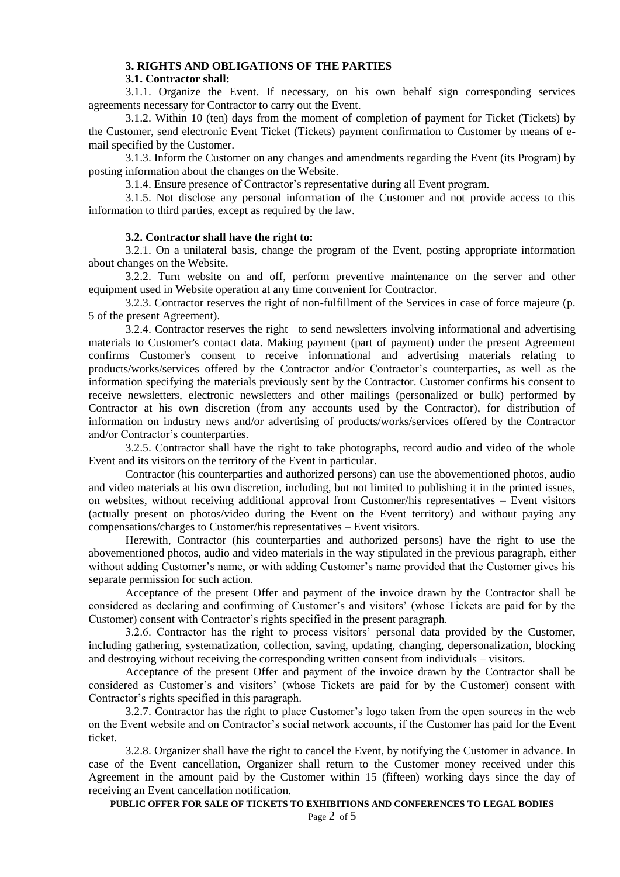### 3. RIGHTS AND OBLIGATIONS OF THE PARTIES

**3.1. Contractor shall:**

3.1.1. Organize the Event. If necessary, on his own behalf sign corresponding services agreements necessary for Contractor to carry out the Event.

3.1.2. Within 10 (ten) days from the moment of completion of payment for Ticket (Tickets) by the Customer, send electronic Event Ticket (Tickets) payment confirmation to Customer by means of e-mail specified by the Customer.

3.1.3. Inform the Customer on any changes and amendments regarding the Event (its Program) by posting information about the changes on the Website.

3.1.4. Ensure presence of Contractor's representative during all Event program.

3.1.5. Not disclose any personal information of the Customer and not provide access to this information to third parties, except as required by the law.

**3.2. Contractor shall have the right to:**

3.2.1. On a unilateral basis, change the program of the Event, posting appropriate information about changes on the Website.

3.2.2. Turn website on and off, perform preventive maintenance on the server and other equipment used in Website operation at any time convenient for Contractor.

3.2.3. Contractor reserves the right of non-fulfillment of the Services in case of force majeure (p. 5 of the present Agreement).

3.2.4. Contractor reserves the right to send newsletters involving informational and advertising materials to Customer's contact data. Making payment (part of payment) under the present Agreement confirms Customer's consent to receive informational and advertising materials relating to products/works/services offered by the Contractor and/or Contractor's counterparties, as well as the information specifying the materials previously sent by the Contractor. Customer confirms his consent to receive newsletters, electronic newsletters and other mailings (personalized or bulk) performed by Contractor at his own discretion (from any accounts used by the Contractor), for distribution of information on industry news and/or advertising of products/works/services offered by the Contractor and/or Contractor's counterparties.

3.2.5. Contractor shall have the right to take photographs, record audio and video of the whole Event and its visitors on the territory of the Event in particular.

Contractor (his counterparties and authorized persons) can use the abovementioned photos, audio and video materials at his own discretion, including, but not limited to publishing it in the printed issues, on websites, without receiving additional approval from Customer/his representatives – Event visitors (actually present on photos/video during the Event on the Event territory) and without paying any compensations/charges to Customer/his representatives – Event visitors.

Herewith, Contractor (his counterparties and authorized persons) have the right to use the abovementioned photos, audio and video materials in the way stipulated in the previous paragraph, either without adding Customer's name, or with adding Customer's name provided that the Customer gives his separate permission for such action.

Acceptance of the present Offer and payment of the invoice drawn by the Contractor shall be considered as declaring and confirming of Customer's and visitors' (whose Tickets are paid for by the Customer) consent with Contractor's rights specified in the present paragraph.

3.2.6. Contractor has the right to process visitors' personal data provided by the Customer, including gathering, systematization, collection, saving, updating, changing, depersonalization, blocking and destroying without receiving the corresponding written consent from individuals – visitors.

Acceptance of the present Offer and payment of the invoice drawn by the Contractor shall be considered as Customer's and visitors' (whose Tickets are paid for by the Customer) consent with Contractor's rights specified in this paragraph.

3.2.7. Contractor has the right to place Customer's logo taken from the open sources in the web on the Event website and on Contractor's social network accounts, if the Customer has paid for the Event ticket.

3.2.8. Organizer shall have the right to cancel the Event, by notifying the Customer in advance. In case of the Event cancellation, Organizer shall return to the Customer money received under this Agreement in the amount paid by the Customer within 15 (fifteen) working days since the day of receiving an Event cancellation notification.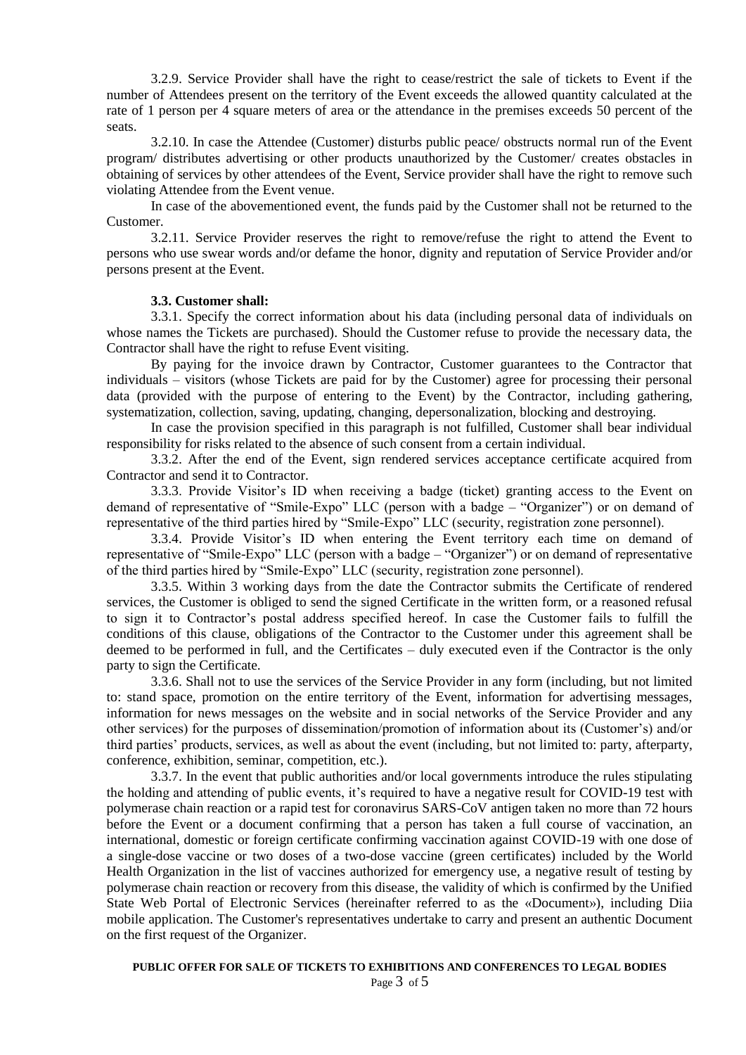3.2.9. Service Provider shall have the right to cease/restrict the sale of tickets to Event if the number of Attendees present on the territory of the Event exceeds the allowed quantity calculated at the rate of 1 person per 4 square meters of area or the attendance in the premises exceeds 50 percent of the seats.

3.2.10. In case the Attendee (Customer) disturbs public peace/ obstructs normal run of the Event program/ distributes advertising or other products unauthorized by the Customer/ creates obstacles in obtaining of services by other attendees of the Event, Service provider shall have the right to remove such violating Attendee from the Event venue.

In case of the abovementioned event, the funds paid by the Customer shall not be returned to the Customer.

3.2.11. Service Provider reserves the right to remove/refuse the right to attend the Event to persons who use swear words and/or defame the honor, dignity and reputation of Service Provider and/or persons present at the Event.

**3.3. Customer shall:**

3.3.1. Specify the correct information about his data (including personal data of individuals on whose names the Tickets are purchased). Should the Customer refuse to provide the necessary data, the Contractor shall have the right to refuse Event visiting.

By paying for the invoice drawn by Contractor, Customer guarantees to the Contractor that individuals – visitors (whose Tickets are paid for by the Customer) agree for processing their personal data (provided with the purpose of entering to the Event) by the Contractor, including gathering, systematization, collection, saving, updating, changing, depersonalization, blocking and destroying.

In case the provision specified in this paragraph is not fulfilled, Customer shall bear individual responsibility for risks related to the absence of such consent from a certain individual.

3.3.2. After the end of the Event, sign rendered services acceptance certificate acquired from Contractor and send it to Contractor.

3.3.3. Provide Visitor's ID when receiving a badge (ticket) granting access to the Event on demand of representative of "Smile-Expo" LLC (person with a badge – "Organizer") or on demand of representative of the third parties hired by "Smile-Expo" LLC (security, registration zone personnel).

3.3.4. Provide Visitor's ID when entering the Event territory each time on demand of representative of "Smile-Expo" LLC (person with a badge – "Organizer") or on demand of representative of the third parties hired by "Smile-Expo" LLC (security, registration zone personnel).

3.3.5. Within 3 working days from the date the Contractor submits the Certificate of rendered services, the Customer is obliged to send the signed Certificate in the written form, or a reasoned refusal to sign it to Contractor's postal address specified hereof. In case the Customer fails to fulfill the conditions of this clause, obligations of the Contractor to the Customer under this agreement shall be deemed to be performed in full, and the Certificates – duly executed even if the Contractor is the only party to sign the Certificate.

3.3.6. Shall not to use the services of the Service Provider in any form (including, but not limited to: stand space, promotion on the entire territory of the Event, information for advertising messages, information for news messages on the website and in social networks of the Service Provider and any other services) for the purposes of dissemination/promotion of information about its (Customer's) and/or third parties' products, services, as well as about the event (including, but not limited to: party, afterparty, conference, exhibition, seminar, competition, etc.).

3.3.7. In the event that public authorities and/or local governments introduce the rules stipulating the holding and attending of public events, it's required to have a negative result for COVID-19 test with polymerase chain reaction or a rapid test for coronavirus SARS-CoV antigen taken no more than 72 hours before the Event or a document confirming that a person has taken a full course of vaccination, an international, domestic or foreign certificate confirming vaccination against COVID-19 with one dose of a single-dose vaccine or two doses of a two-dose vaccine (green certificates) included by the World Health Organization in the list of vaccines authorized for emergency use, a negative result of testing by polymerase chain reaction or recovery from this disease, the validity of which is confirmed by the Unified State Web Portal of Electronic Services (hereinafter referred to as the «Document»), including Diia mobile application. The Customer's representatives undertake to carry and present an authentic Document on the first request of the Organizer.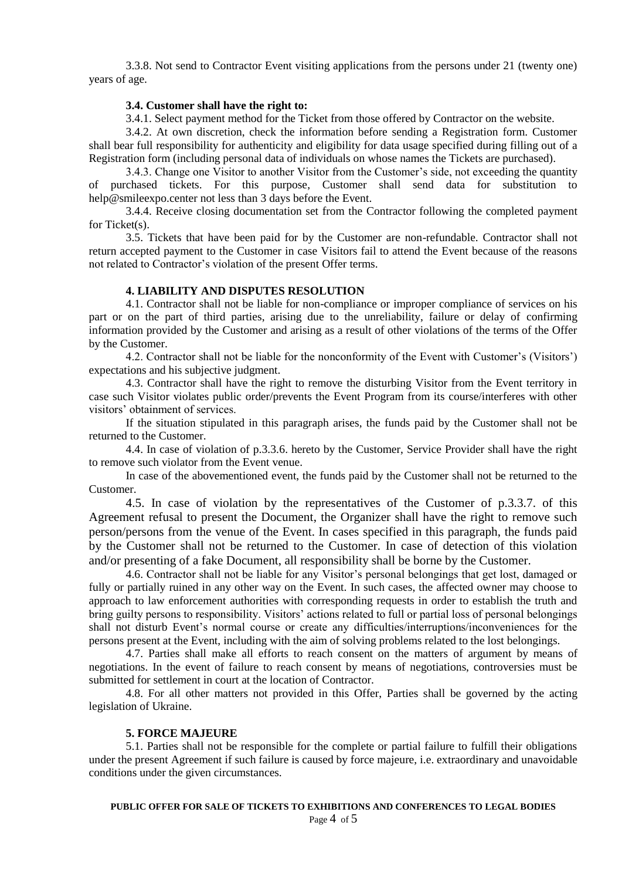3.3.8. Not send to Contractor Event visiting applications from the persons under 21 (twenty one) years of age.

**3.4. Customer shall have the right to:**

3.4.1. Select payment method for the Ticket from those offered by Contractor on the website.

3.4.2. At own discretion, check the information before sending a Registration form. Customer shall bear full responsibility for authenticity and eligibility for data usage specified during filling out of a Registration form (including personal data of individuals on whose names the Tickets are purchased).

3.4.3. Change one Visitor to another Visitor from the Customer's side, not exceeding the quantity of purchased tickets. For this purpose, Customer shall send data for substitution to help@smileexpo.center not less than 3 days before the Event.

3.4.4. Receive closing documentation set from the Contractor following the completed payment for Ticket(s).

3.5. Tickets that have been paid for by the Customer are non-refundable. Contractor shall not return accepted payment to the Customer in case Visitors fail to attend the Event because of the reasons not related to Contractor's violation of the present Offer terms.

**4. LIABILITY AND DISPUTES RESOLUTION**

4.1. Contractor shall not be liable for non-compliance or improper compliance of services on his part or on the part of third parties, arising due to the unreliability, failure or delay of confirming information provided by the Customer and arising as a result of other violations of the terms of the Offer by the Customer.

4.2. Contractor shall not be liable for the nonconformity of the Event with Customer's (Visitors') expectations and his subjective judgment.

4.3. Contractor shall have the right to remove the disturbing Visitor from the Event territory in case such Visitor violates public order/prevents the Event Program from its course/interferes with other visitors' obtainment of services.

If the situation stipulated in this paragraph arises, the funds paid by the Customer shall not be returned to the Customer.

4.4. In case of violation of p.3.3.6. hereto by the Customer, Service Provider shall have the right to remove such violator from the Event venue.

In case of the abovementioned event, the funds paid by the Customer shall not be returned to the Customer.

4.5. In case of violation by the representatives of the Customer of p.3.3.7. of this Agreement refusal to present the Document, the Organizer shall have the right to remove such person/persons from the venue of the Event. In cases specified in this paragraph, the funds paid by the Customer shall not be returned to the Customer. In case of detection of this violation and/or presenting of a fake Document, all responsibility shall be borne by the Customer.

4.6. Contractor shall not be liable for any Visitor's personal belongings that get lost, damaged or fully or partially ruined in any other way on the Event. In such cases, the affected owner may choose to approach to law enforcement authorities with corresponding requests in order to establish the truth and bring guilty persons to responsibility. Visitors' actions related to full or partial loss of personal belongings shall not disturb Event's normal course or create any difficulties/interruptions/inconveniences for the persons present at the Event, including with the aim of solving problems related to the lost belongings.

4.7. Parties shall make all efforts to reach consent on the matters of argument by means of negotiations. In the event of failure to reach consent by means of negotiations, controversies must be submitted for settlement in court at the location of Contractor.

4.8. For all other matters not provided in this Offer, Parties shall be governed by the acting legislation of Ukraine.

**5. FORCE MAJEURE**

5.1. Parties shall not be responsible for the complete or partial failure to fulfill their obligations under the present Agreement if such failure is caused by force majeure, i.e. extraordinary and unavoidable conditions under the given circumstances.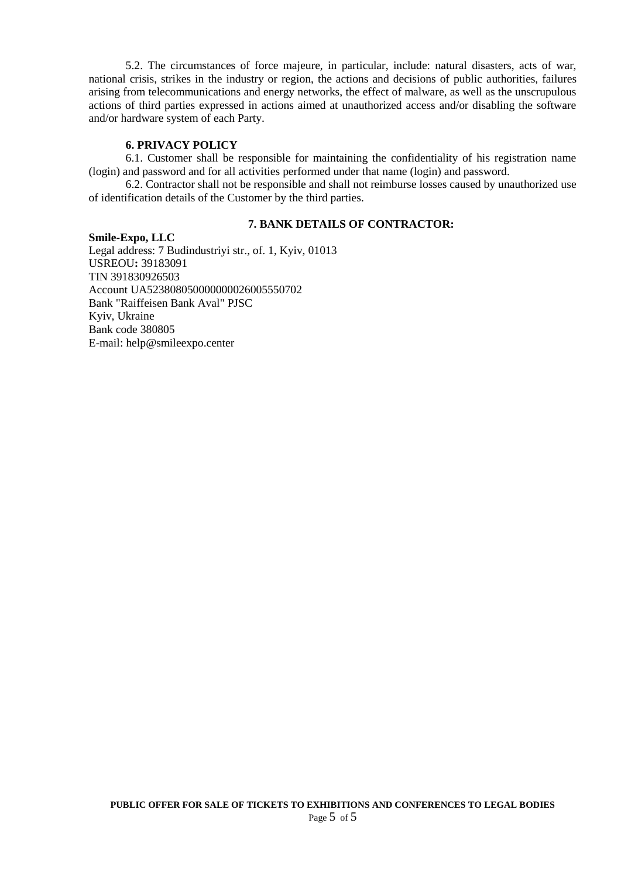5.2. The circumstances of force majeure, in particular, include: natural disasters, acts of war, national crisis, strikes in the industry or region, the actions and decisions of public authorities, failures arising from telecommunications and energy networks, the effect of malware, as well as the unscrupulous actions of third parties expressed in actions aimed at unauthorized access and/or disabling the software and/or hardware system of each Party.

## 6. PRIVACY POLICY

6.1. Customer shall be responsible for maintaining the confidentiality of his registration name (login) and password and for all activities performed under that name (login) and password.

6.2. Contractor shall not be responsible and shall not reimburse losses caused by unauthorized use of identification details of the Customer by the third parties.

## 7. BANK DETAILS OF CONTRACTOR:

**Smile-Expo, LLC**
Legal address: 7 Budindustriyi str., of. 1, Kyiv, 01013
USREOU**:** 39183091
TIN 391830926503
Account UA523808050000000026005550702
Bank "Raiffeisen Bank Aval" PJSC
Kyiv, Ukraine
Bank code 380805
E-mail: help@smileexpo.center